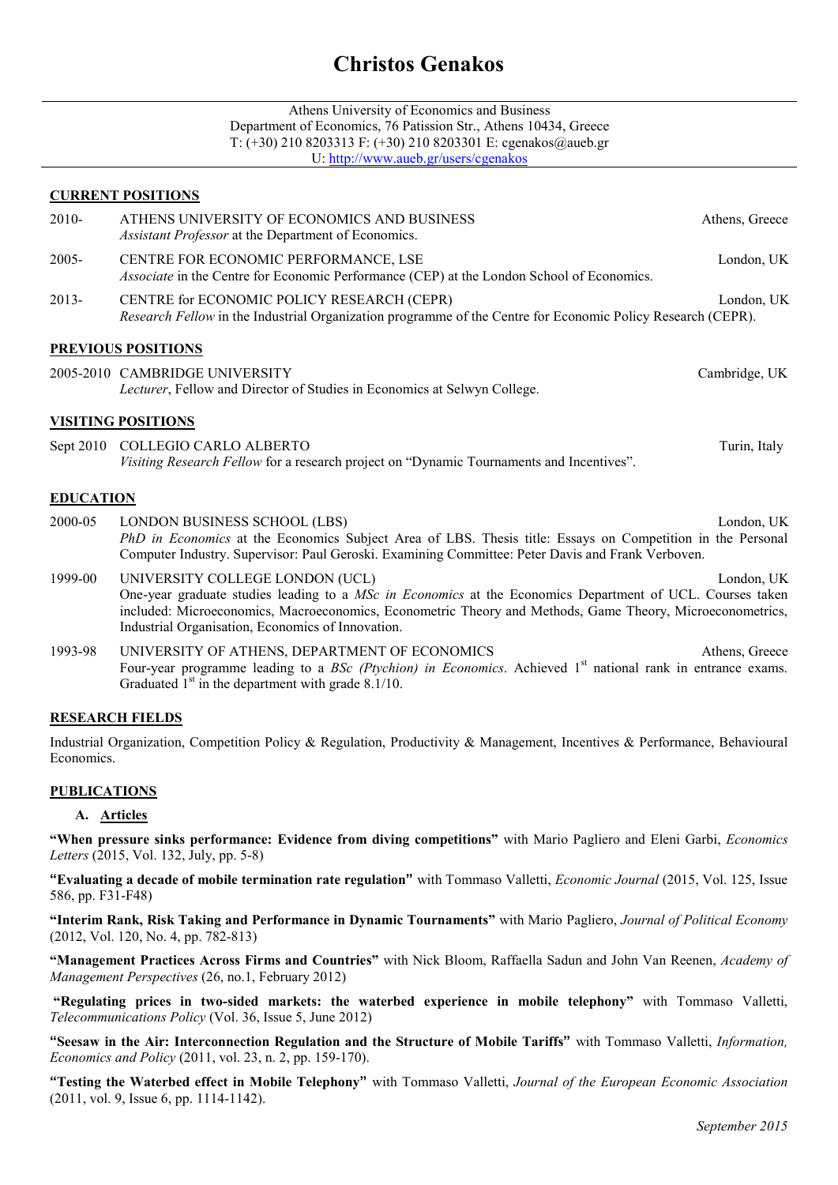# Christos Genakos

Athens University of Economics and Business
Department of Economics, 76 Patission Str., Athens 10434, Greece
T: (+30) 210 8203313 F: (+30) 210 8203301 E: cgenakos@aueb.gr
U: http://www.aueb.gr/users/cgenakos

## CURRENT POSITIONS

2010- ATHENS UNIVERSITY OF ECONOMICS AND BUSINESS — Athens, Greece
*Assistant Professor* at the Department of Economics.

2005- CENTRE FOR ECONOMIC PERFORMANCE, LSE — London, UK
*Associate* in the Centre for Economic Performance (CEP) at the London School of Economics.

2013- CENTRE for ECONOMIC POLICY RESEARCH (CEPR) — London, UK
*Research Fellow* in the Industrial Organization programme of the Centre for Economic Policy Research (CEPR).

## PREVIOUS POSITIONS

2005-2010 CAMBRIDGE UNIVERSITY — Cambridge, UK
*Lecturer*, Fellow and Director of Studies in Economics at Selwyn College.

## VISITING POSITIONS

Sept 2010 COLLEGIO CARLO ALBERTO — Turin, Italy
*Visiting Research Fellow* for a research project on "Dynamic Tournaments and Incentives".

## EDUCATION

2000-05 LONDON BUSINESS SCHOOL (LBS) — London, UK
*PhD in Economics* at the Economics Subject Area of LBS. Thesis title: Essays on Competition in the Personal Computer Industry. Supervisor: Paul Geroski. Examining Committee: Peter Davis and Frank Verboven.

1999-00 UNIVERSITY COLLEGE LONDON (UCL) — London, UK
One-year graduate studies leading to a *MSc in Economics* at the Economics Department of UCL. Courses taken included: Microeconomics, Macroeconomics, Econometric Theory and Methods, Game Theory, Microeconometrics, Industrial Organisation, Economics of Innovation.

1993-98 UNIVERSITY OF ATHENS, DEPARTMENT OF ECONOMICS — Athens, Greece
Four-year programme leading to a *BSc (Ptychion) in Economics*. Achieved 1st national rank in entrance exams. Graduated 1st in the department with grade 8.1/10.

## RESEARCH FIELDS

Industrial Organization, Competition Policy & Regulation, Productivity & Management, Incentives & Performance, Behavioural Economics.

## PUBLICATIONS

### A. Articles

**"When pressure sinks performance: Evidence from diving competitions"** with Mario Pagliero and Eleni Garbi, *Economics Letters* (2015, Vol. 132, July, pp. 5-8)

**"Evaluating a decade of mobile termination rate regulation"** with Tommaso Valletti, *Economic Journal* (2015, Vol. 125, Issue 586, pp. F31-F48)

**"Interim Rank, Risk Taking and Performance in Dynamic Tournaments"** with Mario Pagliero, *Journal of Political Economy* (2012, Vol. 120, No. 4, pp. 782-813)

**"Management Practices Across Firms and Countries"** with Nick Bloom, Raffaella Sadun and John Van Reenen, *Academy of Management Perspectives* (26, no.1, February 2012)

**"Regulating prices in two-sided markets: the waterbed experience in mobile telephony"** with Tommaso Valletti, *Telecommunications Policy* (Vol. 36, Issue 5, June 2012)

**"Seesaw in the Air: Interconnection Regulation and the Structure of Mobile Tariffs"** with Tommaso Valletti, *Information, Economics and Policy* (2011, vol. 23, n. 2, pp. 159-170).

**"Testing the Waterbed effect in Mobile Telephony"** with Tommaso Valletti, *Journal of the European Economic Association* (2011, vol. 9, Issue 6, pp. 1114-1142).

*September 2015*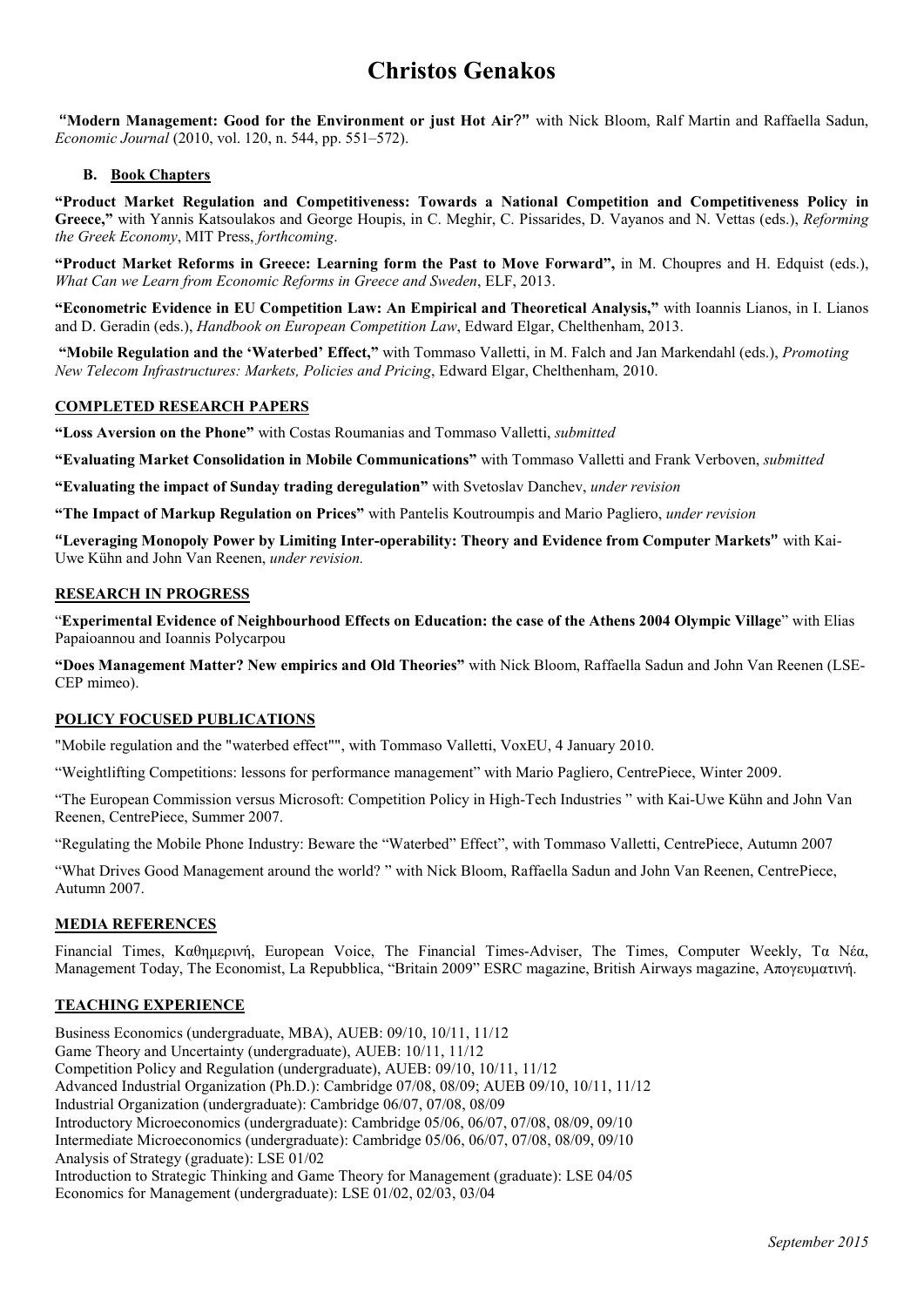# Christos Genakos

**"Modern Management: Good for the Environment or just Hot Air?"** with Nick Bloom, Ralf Martin and Raffaella Sadun, *Economic Journal* (2010, vol. 120, n. 544, pp. 551–572).

### B. Book Chapters

**"Product Market Regulation and Competitiveness: Towards a National Competition and Competitiveness Policy in Greece,"** with Yannis Katsoulakos and George Houpis, in C. Meghir, C. Pissarides, D. Vayanos and N. Vettas (eds.), *Reforming the Greek Economy*, MIT Press, *forthcoming*.

**"Product Market Reforms in Greece: Learning form the Past to Move Forward",** in M. Choupres and H. Edquist (eds.), *What Can we Learn from Economic Reforms in Greece and Sweden*, ELF, 2013.

**"Econometric Evidence in EU Competition Law: An Empirical and Theoretical Analysis,"** with Ioannis Lianos, in I. Lianos and D. Geradin (eds.), *Handbook on European Competition Law*, Edward Elgar, Chelthenham, 2013.

**"Mobile Regulation and the 'Waterbed' Effect,"** with Tommaso Valletti, in M. Falch and Jan Markendahl (eds.), *Promoting New Telecom Infrastructures: Markets, Policies and Pricing*, Edward Elgar, Chelthenham, 2010.

## COMPLETED RESEARCH PAPERS

**"Loss Aversion on the Phone"** with Costas Roumanias and Tommaso Valletti, *submitted*

**"Evaluating Market Consolidation in Mobile Communications"** with Tommaso Valletti and Frank Verboven, *submitted*

**"Evaluating the impact of Sunday trading deregulation"** with Svetoslav Danchev, *under revision*

**"The Impact of Markup Regulation on Prices"** with Pantelis Koutroumpis and Mario Pagliero, *under revision*

**"Leveraging Monopoly Power by Limiting Inter-operability: Theory and Evidence from Computer Markets"** with Kai-Uwe Kühn and John Van Reenen, *under revision.*

## RESEARCH IN PROGRESS

"**Experimental Evidence of Neighbourhood Effects on Education: the case of the Athens 2004 Olympic Village**" with Elias Papaioannou and Ioannis Polycarpou

**"Does Management Matter? New empirics and Old Theories"** with Nick Bloom, Raffaella Sadun and John Van Reenen (LSE-CEP mimeo).

## POLICY FOCUSED PUBLICATIONS

"Mobile regulation and the "waterbed effect"", with Tommaso Valletti, VoxEU, 4 January 2010.

"Weightlifting Competitions: lessons for performance management" with Mario Pagliero, CentrePiece, Winter 2009.

"The European Commission versus Microsoft: Competition Policy in High-Tech Industries " with Kai-Uwe Kühn and John Van Reenen, CentrePiece, Summer 2007.

"Regulating the Mobile Phone Industry: Beware the "Waterbed" Effect", with Tommaso Valletti, CentrePiece, Autumn 2007

"What Drives Good Management around the world? " with Nick Bloom, Raffaella Sadun and John Van Reenen, CentrePiece, Autumn 2007.

## MEDIA REFERENCES

Financial Times, Καθημερινή, European Voice, The Financial Times-Adviser, The Times, Computer Weekly, Τα Νέα, Management Today, The Economist, La Repubblica, "Britain 2009" ESRC magazine, British Airways magazine, Απογευματινή.

## TEACHING EXPERIENCE

Business Economics (undergraduate, MBA), AUEB: 09/10, 10/11, 11/12
Game Theory and Uncertainty (undergraduate), AUEB: 10/11, 11/12
Competition Policy and Regulation (undergraduate), AUEB: 09/10, 10/11, 11/12
Advanced Industrial Organization (Ph.D.): Cambridge 07/08, 08/09; AUEB 09/10, 10/11, 11/12
Industrial Organization (undergraduate): Cambridge 06/07, 07/08, 08/09
Introductory Microeconomics (undergraduate): Cambridge 05/06, 06/07, 07/08, 08/09, 09/10
Intermediate Microeconomics (undergraduate): Cambridge 05/06, 06/07, 07/08, 08/09, 09/10
Analysis of Strategy (graduate): LSE 01/02
Introduction to Strategic Thinking and Game Theory for Management (graduate): LSE 04/05
Economics for Management (undergraduate): LSE 01/02, 02/03, 03/04

*September 2015*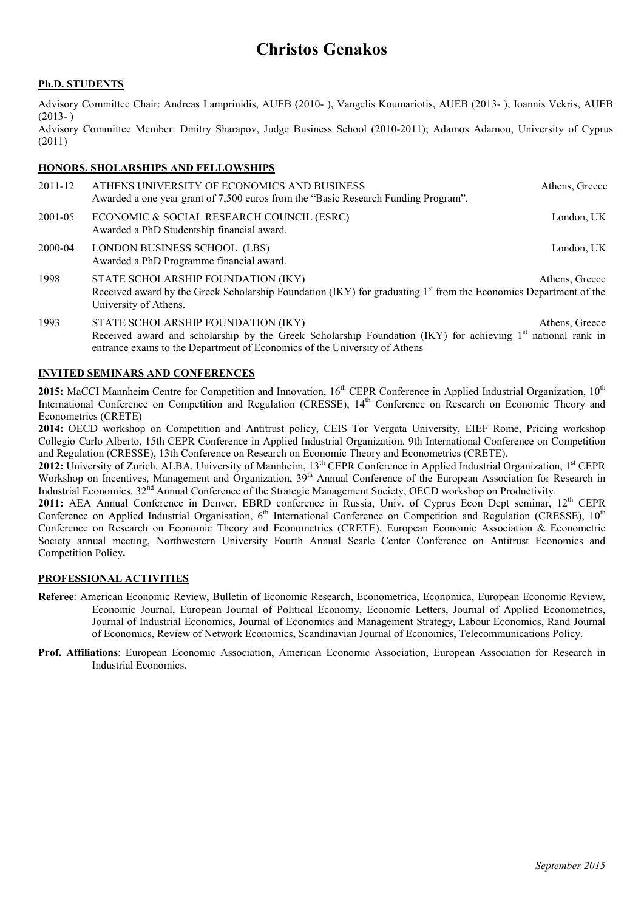# Christos Genakos

## Ph.D. STUDENTS

Advisory Committee Chair: Andreas Lamprinidis, AUEB (2010- ), Vangelis Koumariotis, AUEB (2013- ), Ioannis Vekris, AUEB (2013- )

Advisory Committee Member: Dmitry Sharapov, Judge Business School (2010-2011); Adamos Adamou, University of Cyprus (2011)

## HONORS, SHOLARSHIPS AND FELLOWSHIPS

| | | |
|---|---|---|
| 2011-12 | ATHENS UNIVERSITY OF ECONOMICS AND BUSINESS<br>Awarded a one year grant of 7,500 euros from the "Basic Research Funding Program". | Athens, Greece |
| 2001-05 | ECONOMIC & SOCIAL RESEARCH COUNCIL (ESRC)<br>Awarded a PhD Studentship financial award. | London, UK |
| 2000-04 | LONDON BUSINESS SCHOOL (LBS)<br>Awarded a PhD Programme financial award. | London, UK |
| 1998 | STATE SCHOLARSHIP FOUNDATION (IKY)<br>Received award by the Greek Scholarship Foundation (IKY) for graduating 1st from the Economics Department of the University of Athens. | Athens, Greece |
| 1993 | STATE SCHOLARSHIP FOUNDATION (IKY)<br>Received award and scholarship by the Greek Scholarship Foundation (IKY) for achieving 1st national rank in entrance exams to the Department of Economics of the University of Athens | Athens, Greece |

## INVITED SEMINARS AND CONFERENCES

**2015:** MaCCI Mannheim Centre for Competition and Innovation, 16th CEPR Conference in Applied Industrial Organization, 10th International Conference on Competition and Regulation (CRESSE), 14th Conference on Research on Economic Theory and Econometrics (CRETE)

**2014:** OECD workshop on Competition and Antitrust policy, CEIS Tor Vergata University, EIEF Rome, Pricing workshop Collegio Carlo Alberto, 15th CEPR Conference in Applied Industrial Organization, 9th International Conference on Competition and Regulation (CRESSE), 13th Conference on Research on Economic Theory and Econometrics (CRETE).

**2012:** University of Zurich, ALBA, University of Mannheim, 13th CEPR Conference in Applied Industrial Organization, 1st CEPR Workshop on Incentives, Management and Organization, 39th Annual Conference of the European Association for Research in Industrial Economics, 32nd Annual Conference of the Strategic Management Society, OECD workshop on Productivity.

**2011:** AEA Annual Conference in Denver, EBRD conference in Russia, Univ. of Cyprus Econ Dept seminar, 12th CEPR Conference on Applied Industrial Organisation, 6th International Conference on Competition and Regulation (CRESSE), 10th Conference on Research on Economic Theory and Econometrics (CRETE), European Economic Association & Econometric Society annual meeting, Northwestern University Fourth Annual Searle Center Conference on Antitrust Economics and Competition Policy**.**

## PROFESSIONAL ACTIVITIES

**Referee**: American Economic Review, Bulletin of Economic Research, Econometrica, Economica, European Economic Review, Economic Journal, European Journal of Political Economy, Economic Letters, Journal of Applied Econometrics, Journal of Industrial Economics, Journal of Economics and Management Strategy, Labour Economics, Rand Journal of Economics, Review of Network Economics, Scandinavian Journal of Economics, Telecommunications Policy.

**Prof. Affiliations**: European Economic Association, American Economic Association, European Association for Research in Industrial Economics.

*September 2015*